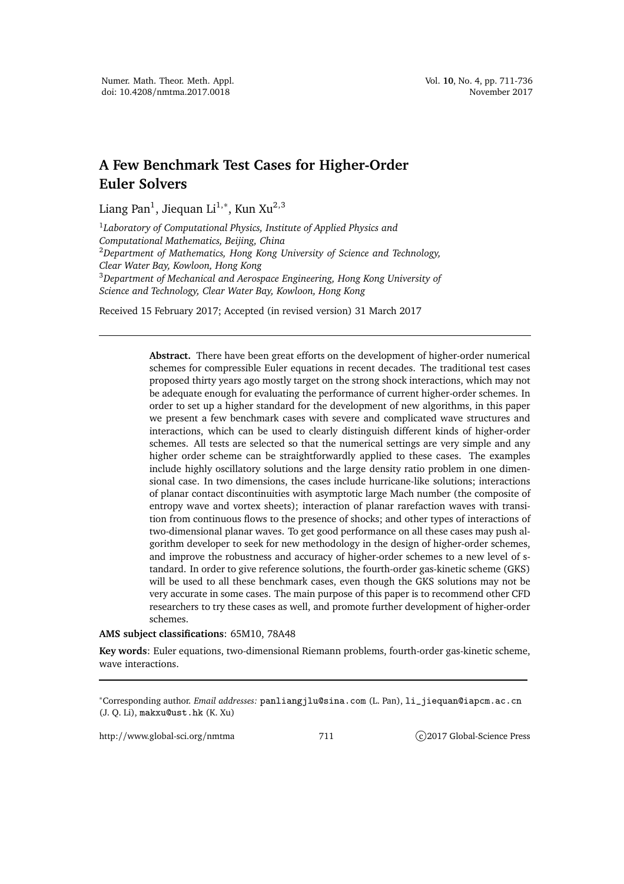# A Few Benchmark Test Cases for Higher-Order Euler Solvers

Liang Pan[1], Jiequan Li[1,*], Kun Xu[2,3]

[1] *Laboratory of Computational Physics, Institute of Applied Physics and Computational Mathematics, Beijing, China*
[2] *Department of Mathematics, Hong Kong University of Science and Technology, Clear Water Bay, Kowloon, Hong Kong*
[3] *Department of Mechanical and Aerospace Engineering, Hong Kong University of Science and Technology, Clear Water Bay, Kowloon, Hong Kong*

Received 15 February 2017; Accepted (in revised version) 31 March 2017

---

**Abstract.** There have been great efforts on the development of higher-order numerical schemes for compressible Euler equations in recent decades. The traditional test cases proposed thirty years ago mostly target on the strong shock interactions, which may not be adequate enough for evaluating the performance of current higher-order schemes. In order to set up a higher standard for the development of new algorithms, in this paper we present a few benchmark cases with severe and complicated wave structures and interactions, which can be used to clearly distinguish different kinds of higher-order schemes. All tests are selected so that the numerical settings are very simple and any higher order scheme can be straightforwardly applied to these cases. The examples include highly oscillatory solutions and the large density ratio problem in one dimensional case. In two dimensions, the cases include hurricane-like solutions; interactions of planar contact discontinuities with asymptotic large Mach number (the composite of entropy wave and vortex sheets); interaction of planar rarefaction waves with transition from continuous flows to the presence of shocks; and other types of interactions of two-dimensional planar waves. To get good performance on all these cases may push algorithm developer to seek for new methodology in the design of higher-order schemes, and improve the robustness and accuracy of higher-order schemes to a new level of standard. In order to give reference solutions, the fourth-order gas-kinetic scheme (GKS) will be used to all these benchmark cases, even though the GKS solutions may not be very accurate in some cases. The main purpose of this paper is to recommend other CFD researchers to try these cases as well, and promote further development of higher-order schemes.

**AMS subject classifications**: 65M10, 78A48

**Key words**: Euler equations, two-dimensional Riemann problems, fourth-order gas-kinetic scheme, wave interactions.

---

*Corresponding author. *Email addresses:* panliangjlu@sina.com (L. Pan), li_jiequan@iapcm.ac.cn (J. Q. Li), makxu@ust.hk (K. Xu)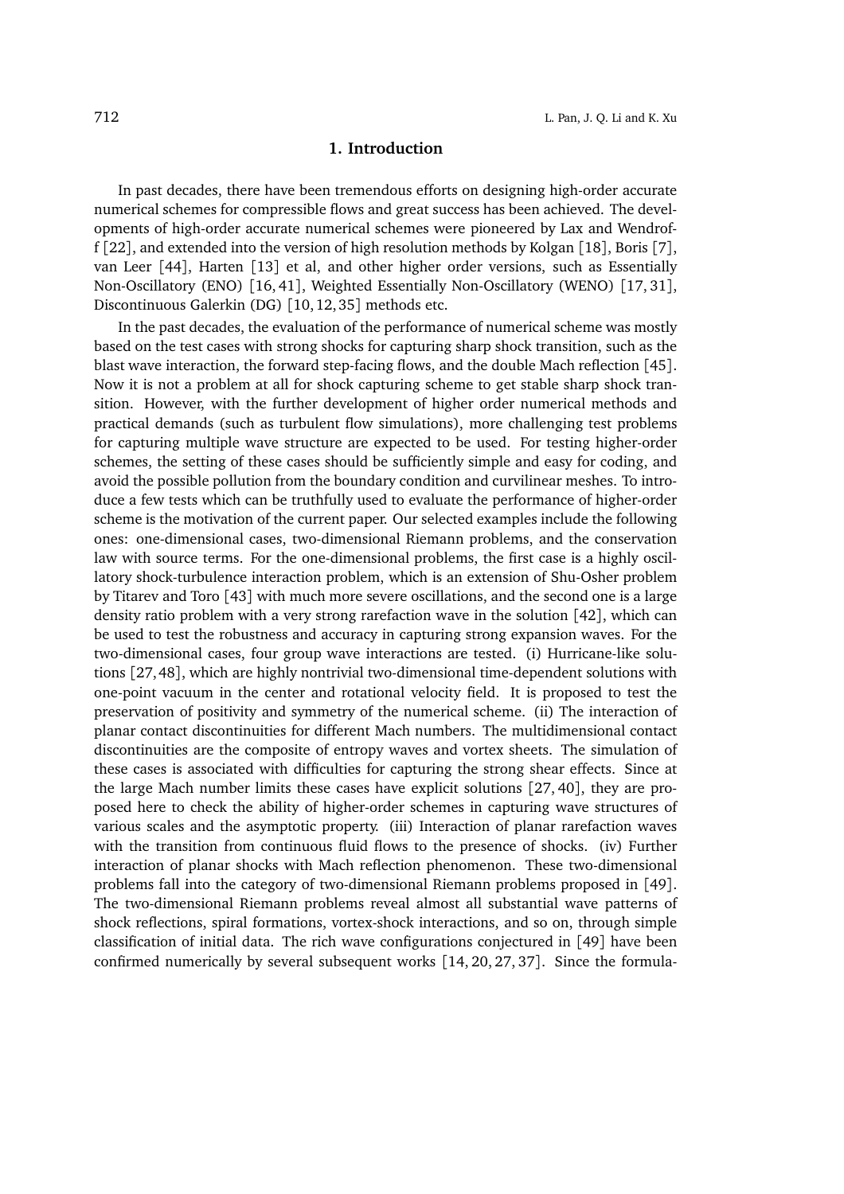## 1. Introduction

In past decades, there have been tremendous efforts on designing high-order accurate numerical schemes for compressible flows and great success has been achieved. The developments of high-order accurate numerical schemes were pioneered by Lax and Wendroff [22], and extended into the version of high resolution methods by Kolgan [18], Boris [7], van Leer [44], Harten [13] et al, and other higher order versions, such as Essentially Non-Oscillatory (ENO) [16, 41], Weighted Essentially Non-Oscillatory (WENO) [17, 31], Discontinuous Galerkin (DG) [10, 12, 35] methods etc.

In the past decades, the evaluation of the performance of numerical scheme was mostly based on the test cases with strong shocks for capturing sharp shock transition, such as the blast wave interaction, the forward step-facing flows, and the double Mach reflection [45]. Now it is not a problem at all for shock capturing scheme to get stable sharp shock transition. However, with the further development of higher order numerical methods and practical demands (such as turbulent flow simulations), more challenging test problems for capturing multiple wave structure are expected to be used. For testing higher-order schemes, the setting of these cases should be sufficiently simple and easy for coding, and avoid the possible pollution from the boundary condition and curvilinear meshes. To introduce a few tests which can be truthfully used to evaluate the performance of higher-order scheme is the motivation of the current paper. Our selected examples include the following ones: one-dimensional cases, two-dimensional Riemann problems, and the conservation law with source terms. For the one-dimensional problems, the first case is a highly oscillatory shock-turbulence interaction problem, which is an extension of Shu-Osher problem by Titarev and Toro [43] with much more severe oscillations, and the second one is a large density ratio problem with a very strong rarefaction wave in the solution [42], which can be used to test the robustness and accuracy in capturing strong expansion waves. For the two-dimensional cases, four group wave interactions are tested. (i) Hurricane-like solutions [27, 48], which are highly nontrivial two-dimensional time-dependent solutions with one-point vacuum in the center and rotational velocity field. It is proposed to test the preservation of positivity and symmetry of the numerical scheme. (ii) The interaction of planar contact discontinuities for different Mach numbers. The multidimensional contact discontinuities are the composite of entropy waves and vortex sheets. The simulation of these cases is associated with difficulties for capturing the strong shear effects. Since at the large Mach number limits these cases have explicit solutions [27, 40], they are proposed here to check the ability of higher-order schemes in capturing wave structures of various scales and the asymptotic property. (iii) Interaction of planar rarefaction waves with the transition from continuous fluid flows to the presence of shocks. (iv) Further interaction of planar shocks with Mach reflection phenomenon. These two-dimensional problems fall into the category of two-dimensional Riemann problems proposed in [49]. The two-dimensional Riemann problems reveal almost all substantial wave patterns of shock reflections, spiral formations, vortex-shock interactions, and so on, through simple classification of initial data. The rich wave configurations conjectured in [49] have been confirmed numerically by several subsequent works [14, 20, 27, 37]. Since the formula-